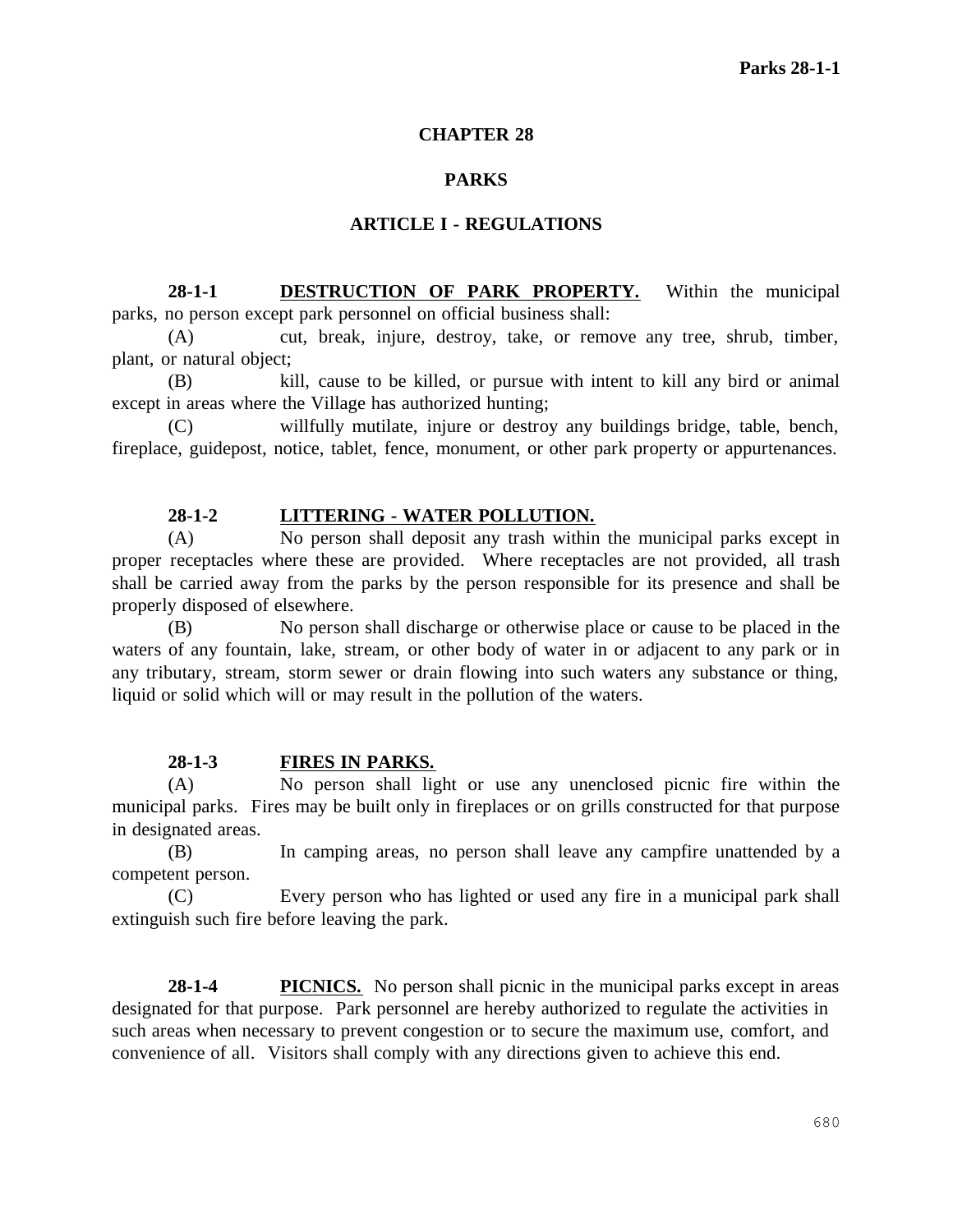# CHAPTER 28

# PARKS

## ARTICLE I - REGULATIONS

**28-1-1** **DESTRUCTION OF PARK PROPERTY.** Within the municipal parks, no person except park personnel on official business shall:

(A) cut, break, injure, destroy, take, or remove any tree, shrub, timber, plant, or natural object;

(B) kill, cause to be killed, or pursue with intent to kill any bird or animal except in areas where the Village has authorized hunting;

(C) willfully mutilate, injure or destroy any buildings bridge, table, bench, fireplace, guidepost, notice, tablet, fence, monument, or other park property or appurtenances.

**28-1-2** **LITTERING - WATER POLLUTION.**

(A) No person shall deposit any trash within the municipal parks except in proper receptacles where these are provided. Where receptacles are not provided, all trash shall be carried away from the parks by the person responsible for its presence and shall be properly disposed of elsewhere.

(B) No person shall discharge or otherwise place or cause to be placed in the waters of any fountain, lake, stream, or other body of water in or adjacent to any park or in any tributary, stream, storm sewer or drain flowing into such waters any substance or thing, liquid or solid which will or may result in the pollution of the waters.

**28-1-3** **FIRES IN PARKS.**

(A) No person shall light or use any unenclosed picnic fire within the municipal parks. Fires may be built only in fireplaces or on grills constructed for that purpose in designated areas.

(B) In camping areas, no person shall leave any campfire unattended by a competent person.

(C) Every person who has lighted or used any fire in a municipal park shall extinguish such fire before leaving the park.

**28-1-4** **PICNICS.** No person shall picnic in the municipal parks except in areas designated for that purpose. Park personnel are hereby authorized to regulate the activities in such areas when necessary to prevent congestion or to secure the maximum use, comfort, and convenience of all. Visitors shall comply with any directions given to achieve this end.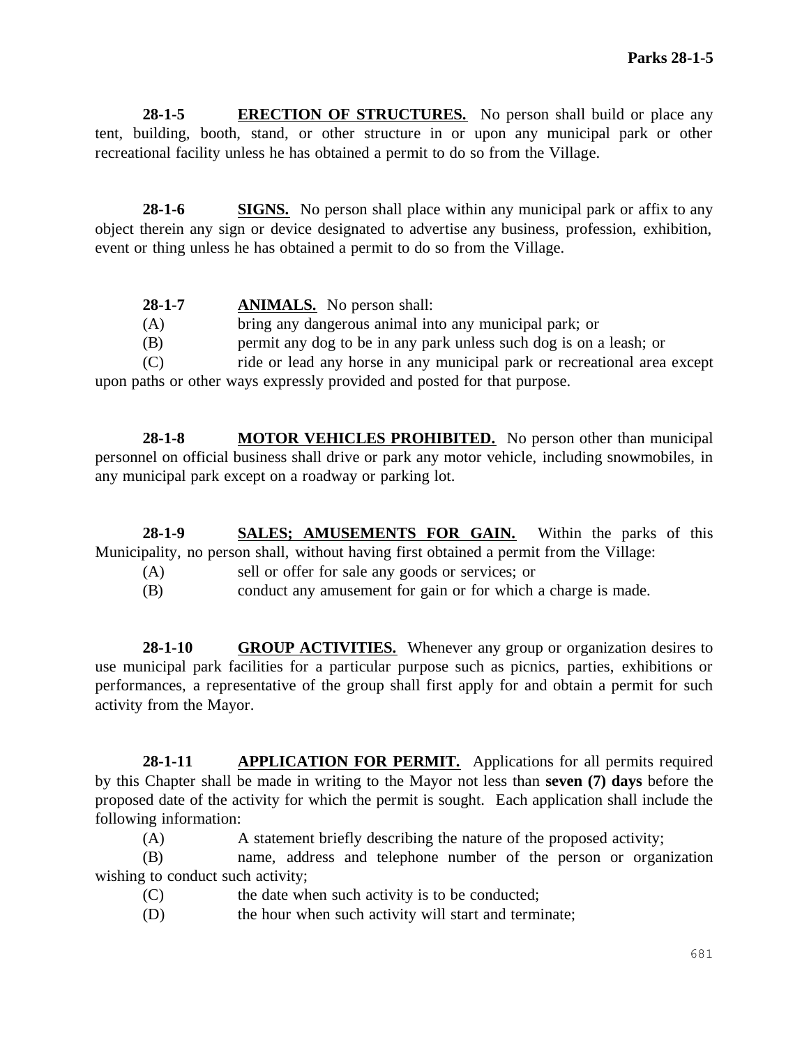**28-1-5** **<u>ERECTION OF STRUCTURES.</u>** No person shall build or place any tent, building, booth, stand, or other structure in or upon any municipal park or other recreational facility unless he has obtained a permit to do so from the Village.

**28-1-6** **<u>SIGNS.</u>** No person shall place within any municipal park or affix to any object therein any sign or device designated to advertise any business, profession, exhibition, event or thing unless he has obtained a permit to do so from the Village.

**28-1-7** **<u>ANIMALS.</u>** No person shall:

(A) bring any dangerous animal into any municipal park; or

(B) permit any dog to be in any park unless such dog is on a leash; or

(C) ride or lead any horse in any municipal park or recreational area except upon paths or other ways expressly provided and posted for that purpose.

**28-1-8** **<u>MOTOR VEHICLES PROHIBITED.</u>** No person other than municipal personnel on official business shall drive or park any motor vehicle, including snowmobiles, in any municipal park except on a roadway or parking lot.

**28-1-9** **<u>SALES; AMUSEMENTS FOR GAIN.</u>** Within the parks of this Municipality, no person shall, without having first obtained a permit from the Village:

(A) sell or offer for sale any goods or services; or

(B) conduct any amusement for gain or for which a charge is made.

**28-1-10** **<u>GROUP ACTIVITIES.</u>** Whenever any group or organization desires to use municipal park facilities for a particular purpose such as picnics, parties, exhibitions or performances, a representative of the group shall first apply for and obtain a permit for such activity from the Mayor.

**28-1-11** **<u>APPLICATION FOR PERMIT.</u>** Applications for all permits required by this Chapter shall be made in writing to the Mayor not less than **seven (7) days** before the proposed date of the activity for which the permit is sought. Each application shall include the following information:

(A) A statement briefly describing the nature of the proposed activity;

(B) name, address and telephone number of the person or organization wishing to conduct such activity;

(C) the date when such activity is to be conducted;

(D) the hour when such activity will start and terminate;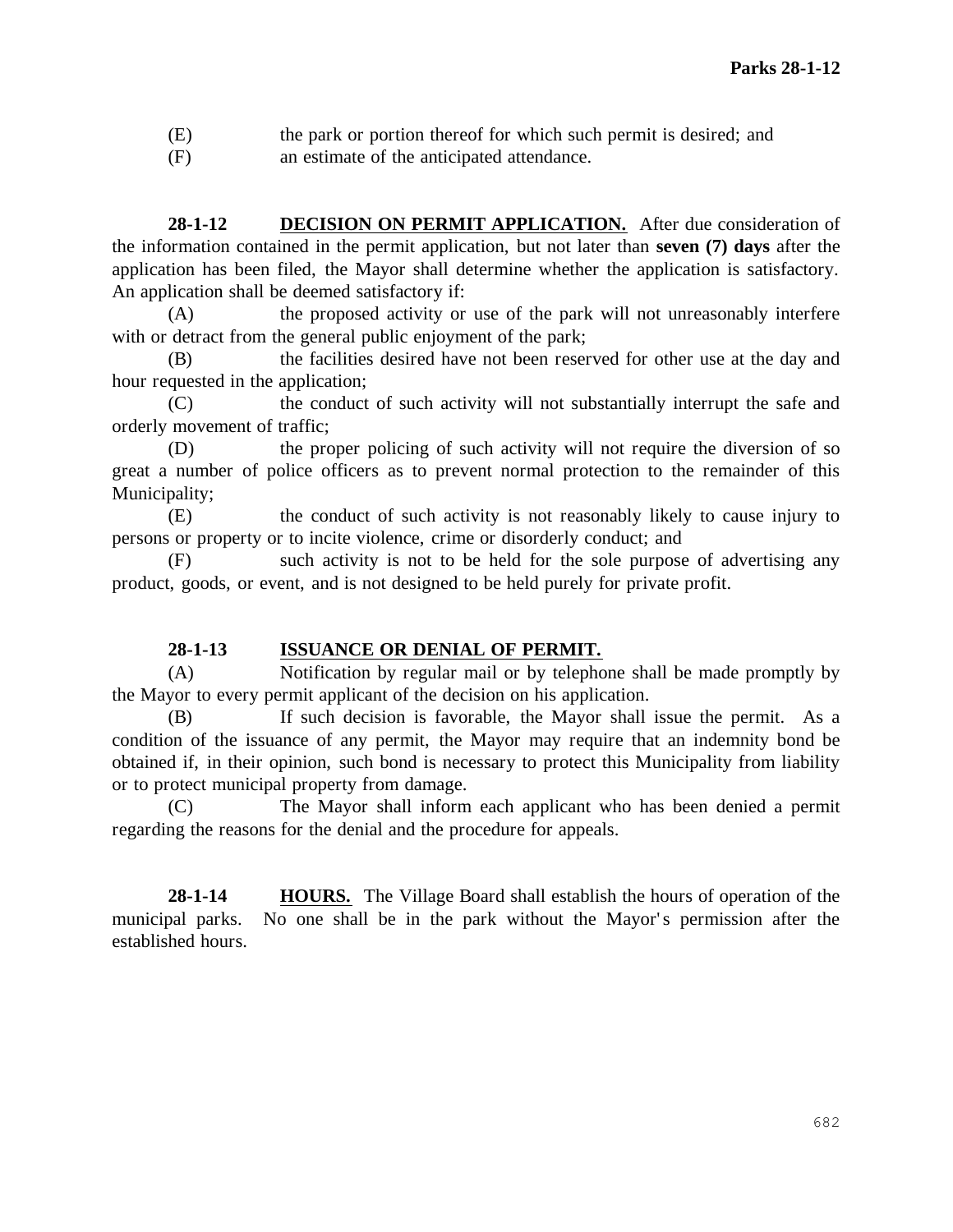(E) the park or portion thereof for which such permit is desired; and

(F) an estimate of the anticipated attendance.

**28-1-12 DECISION ON PERMIT APPLICATION.** After due consideration of the information contained in the permit application, but not later than **seven (7) days** after the application has been filed, the Mayor shall determine whether the application is satisfactory. An application shall be deemed satisfactory if:

(A) the proposed activity or use of the park will not unreasonably interfere with or detract from the general public enjoyment of the park;

(B) the facilities desired have not been reserved for other use at the day and hour requested in the application;

(C) the conduct of such activity will not substantially interrupt the safe and orderly movement of traffic;

(D) the proper policing of such activity will not require the diversion of so great a number of police officers as to prevent normal protection to the remainder of this Municipality;

(E) the conduct of such activity is not reasonably likely to cause injury to persons or property or to incite violence, crime or disorderly conduct; and

(F) such activity is not to be held for the sole purpose of advertising any product, goods, or event, and is not designed to be held purely for private profit.

**28-1-13 ISSUANCE OR DENIAL OF PERMIT.**

(A) Notification by regular mail or by telephone shall be made promptly by the Mayor to every permit applicant of the decision on his application.

(B) If such decision is favorable, the Mayor shall issue the permit. As a condition of the issuance of any permit, the Mayor may require that an indemnity bond be obtained if, in their opinion, such bond is necessary to protect this Municipality from liability or to protect municipal property from damage.

(C) The Mayor shall inform each applicant who has been denied a permit regarding the reasons for the denial and the procedure for appeals.

**28-1-14 HOURS.** The Village Board shall establish the hours of operation of the municipal parks. No one shall be in the park without the Mayor's permission after the established hours.